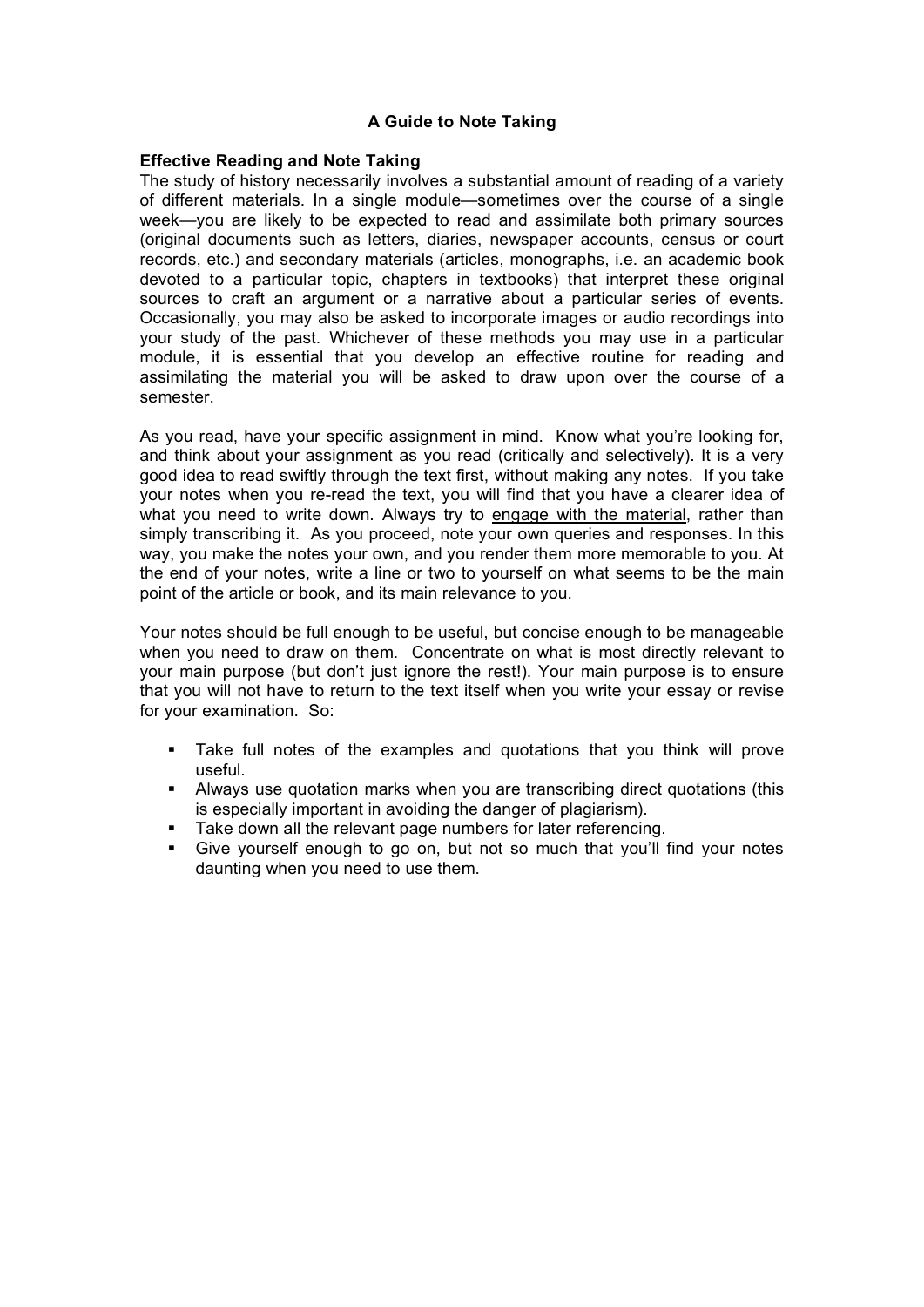# A Guide to Note Taking

## Effective Reading and Note Taking

The study of history necessarily involves a substantial amount of reading of a variety of different materials. In a single module—sometimes over the course of a single week—you are likely to be expected to read and assimilate both primary sources (original documents such as letters, diaries, newspaper accounts, census or court records, etc.) and secondary materials (articles, monographs, i.e. an academic book devoted to a particular topic, chapters in textbooks) that interpret these original sources to craft an argument or a narrative about a particular series of events. Occasionally, you may also be asked to incorporate images or audio recordings into your study of the past. Whichever of these methods you may use in a particular module, it is essential that you develop an effective routine for reading and assimilating the material you will be asked to draw upon over the course of a semester.

As you read, have your specific assignment in mind. Know what you're looking for, and think about your assignment as you read (critically and selectively). It is a very good idea to read swiftly through the text first, without making any notes. If you take your notes when you re-read the text, you will find that you have a clearer idea of what you need to write down. Always try to <u>engage with the material</u>, rather than simply transcribing it. As you proceed, note your own queries and responses. In this way, you make the notes your own, and you render them more memorable to you. At the end of your notes, write a line or two to yourself on what seems to be the main point of the article or book, and its main relevance to you.

Your notes should be full enough to be useful, but concise enough to be manageable when you need to draw on them. Concentrate on what is most directly relevant to your main purpose (but don't just ignore the rest!). Your main purpose is to ensure that you will not have to return to the text itself when you write your essay or revise for your examination. So:

- Take full notes of the examples and quotations that you think will prove useful.
- Always use quotation marks when you are transcribing direct quotations (this is especially important in avoiding the danger of plagiarism).
- Take down all the relevant page numbers for later referencing.
- Give yourself enough to go on, but not so much that you'll find your notes daunting when you need to use them.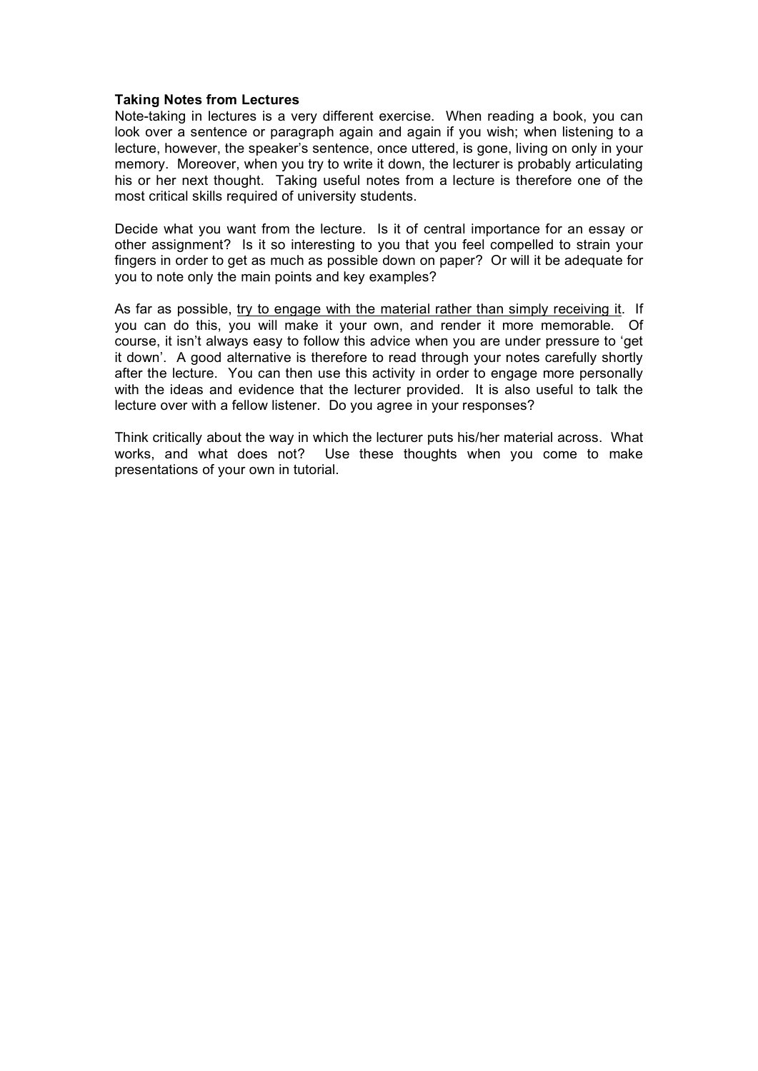**Taking Notes from Lectures**

Note-taking in lectures is a very different exercise. When reading a book, you can look over a sentence or paragraph again and again if you wish; when listening to a lecture, however, the speaker's sentence, once uttered, is gone, living on only in your memory. Moreover, when you try to write it down, the lecturer is probably articulating his or her next thought. Taking useful notes from a lecture is therefore one of the most critical skills required of university students.

Decide what you want from the lecture. Is it of central importance for an essay or other assignment? Is it so interesting to you that you feel compelled to strain your fingers in order to get as much as possible down on paper? Or will it be adequate for you to note only the main points and key examples?

As far as possible, <u>try to engage with the material rather than simply receiving it</u>. If you can do this, you will make it your own, and render it more memorable. Of course, it isn't always easy to follow this advice when you are under pressure to 'get it down'. A good alternative is therefore to read through your notes carefully shortly after the lecture. You can then use this activity in order to engage more personally with the ideas and evidence that the lecturer provided. It is also useful to talk the lecture over with a fellow listener. Do you agree in your responses?

Think critically about the way in which the lecturer puts his/her material across. What works, and what does not? Use these thoughts when you come to make presentations of your own in tutorial.